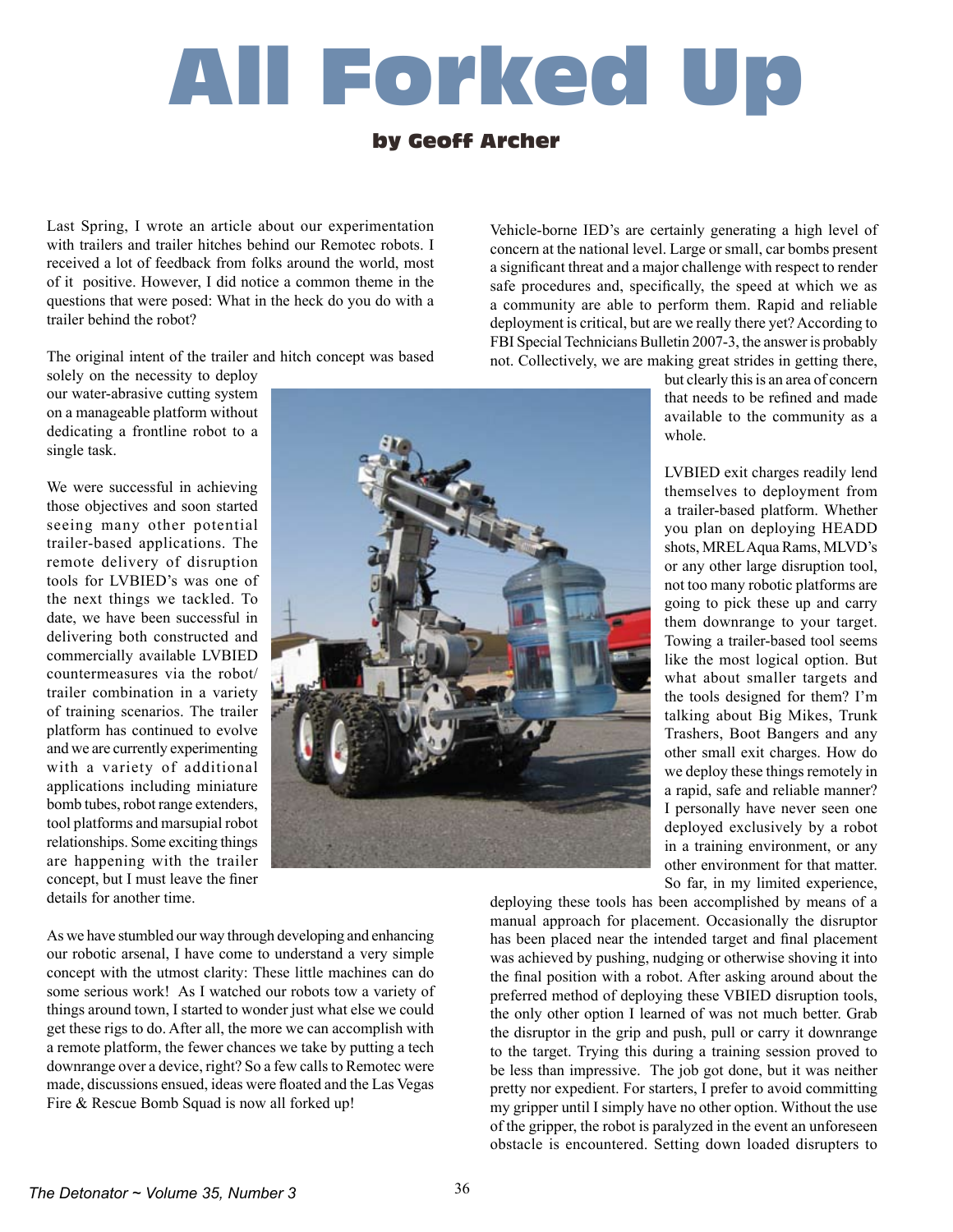# All Forked Up

### by Geoff Archer

Last Spring, I wrote an article about our experimentation with trailers and trailer hitches behind our Remotec robots. I received a lot of feedback from folks around the world, most of it positive. However, I did notice a common theme in the questions that were posed: What in the heck do you do with a trailer behind the robot?

The original intent of the trailer and hitch concept was based solely on the necessity to deploy our water-abrasive cutting system on a manageable platform without dedicating a frontline robot to a single task.

We were successful in achieving those objectives and soon started seeing many other potential trailer-based applications. The remote delivery of disruption tools for LVBIED's was one of the next things we tackled. To date, we have been successful in delivering both constructed and commercially available LVBIED countermeasures via the robot/trailer combination in a variety of training scenarios. The trailer platform has continued to evolve and we are currently experimenting with a variety of additional applications including miniature bomb tubes, robot range extenders, tool platforms and marsupial robot relationships. Some exciting things are happening with the trailer concept, but I must leave the finer details for another time.

As we have stumbled our way through developing and enhancing our robotic arsenal, I have come to understand a very simple concept with the utmost clarity: These little machines can do some serious work! As I watched our robots tow a variety of things around town, I started to wonder just what else we could get these rigs to do. After all, the more we can accomplish with a remote platform, the fewer chances we take by putting a tech downrange over a device, right? So a few calls to Remotec were made, discussions ensued, ideas were floated and the Las Vegas Fire & Rescue Bomb Squad is now all forked up!

Vehicle-borne IED's are certainly generating a high level of concern at the national level. Large or small, car bombs present a significant threat and a major challenge with respect to render safe procedures and, specifically, the speed at which we as a community are able to perform them. Rapid and reliable deployment is critical, but are we really there yet? According to FBI Special Technicians Bulletin 2007-3, the answer is probably not. Collectively, we are making great strides in getting there, but clearly this is an area of concern that needs to be refined and made available to the community as a whole.

LVBIED exit charges readily lend themselves to deployment from a trailer-based platform. Whether you plan on deploying HEADD shots, MREL Aqua Rams, MLVD's or any other large disruption tool, not too many robotic platforms are going to pick these up and carry them downrange to your target. Towing a trailer-based tool seems like the most logical option. But what about smaller targets and the tools designed for them? I'm talking about Big Mikes, Trunk Trashers, Boot Bangers and any other small exit charges. How do we deploy these things remotely in a rapid, safe and reliable manner? I personally have never seen one deployed exclusively by a robot in a training environment, or any other environment for that matter. So far, in my limited experience, deploying these tools has been accomplished by means of a manual approach for placement. Occasionally the disruptor has been placed near the intended target and final placement was achieved by pushing, nudging or otherwise shoving it into the final position with a robot. After asking around about the preferred method of deploying these VBIED disruption tools, the only other option I learned of was not much better. Grab the disruptor in the grip and push, pull or carry it downrange to the target. Trying this during a training session proved to be less than impressive. The job got done, but it was neither pretty nor expedient. For starters, I prefer to avoid committing my gripper until I simply have no other option. Without the use of the gripper, the robot is paralyzed in the event an unforeseen obstacle is encountered. Setting down loaded disrupters to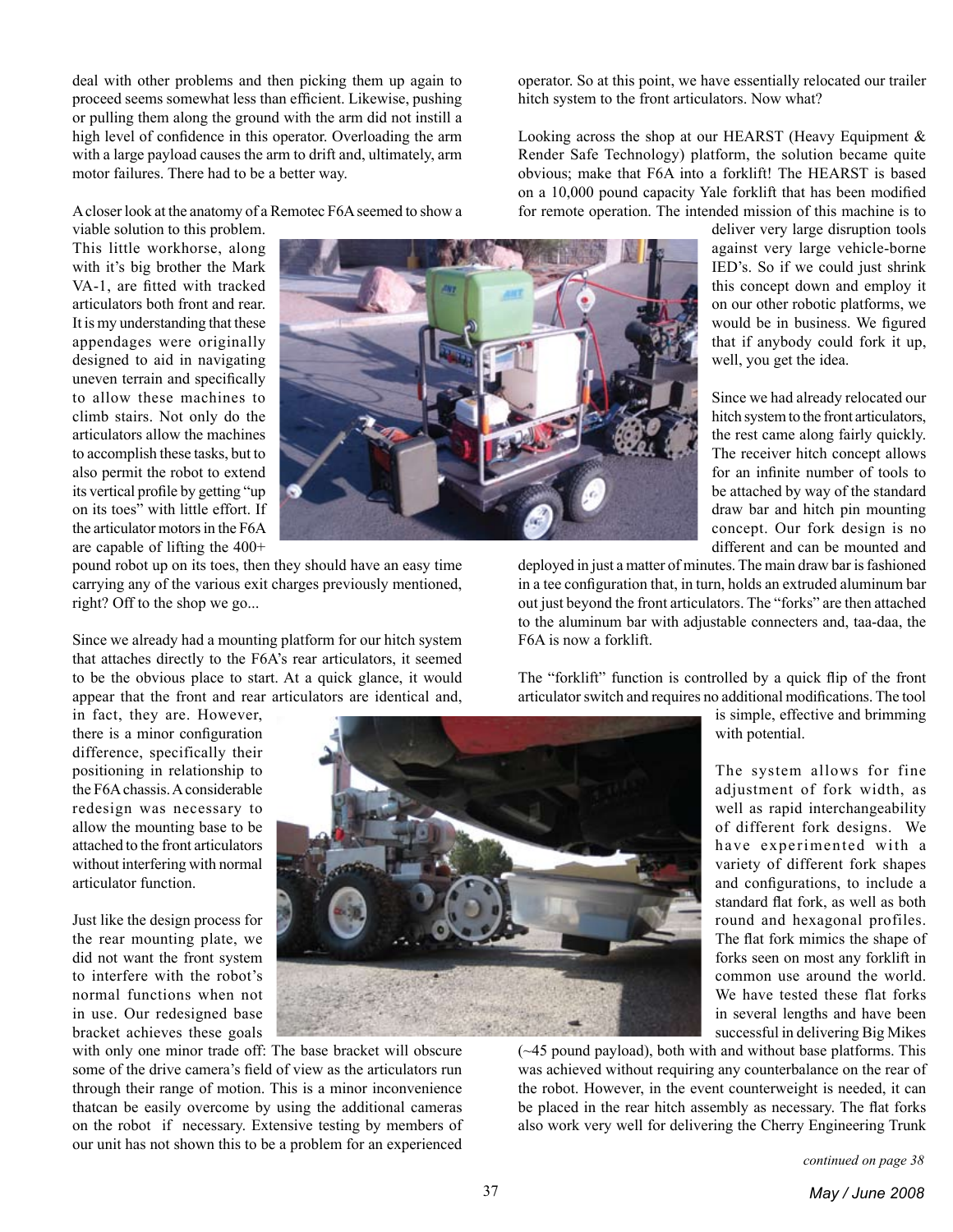deal with other problems and then picking them up again to proceed seems somewhat less than efficient. Likewise, pushing or pulling them along the ground with the arm did not instill a high level of confidence in this operator. Overloading the arm with a large payload causes the arm to drift and, ultimately, arm motor failures. There had to be a better way.

A closer look at the anatomy of a Remotec F6A seemed to show a viable solution to this problem. This little workhorse, along with it's big brother the Mark VA-1, are fitted with tracked articulators both front and rear. It is my understanding that these appendages were originally designed to aid in navigating uneven terrain and specifically to allow these machines to climb stairs. Not only do the articulators allow the machines to accomplish these tasks, but to also permit the robot to extend its vertical profile by getting "up on its toes" with little effort. If the articulator motors in the F6A are capable of lifting the 400+ pound robot up on its toes, then they should have an easy time carrying any of the various exit charges previously mentioned, right? Off to the shop we go...

Since we already had a mounting platform for our hitch system that attaches directly to the F6A's rear articulators, it seemed to be the obvious place to start. At a quick glance, it would appear that the front and rear articulators are identical and, in fact, they are. However, there is a minor configuration difference, specifically their positioning in relationship to the F6A chassis. A considerable redesign was necessary to allow the mounting base to be attached to the front articulators without interfering with normal articulator function.

Just like the design process for the rear mounting plate, we did not want the front system to interfere with the robot's normal functions when not in use. Our redesigned base bracket achieves these goals with only one minor trade off: The base bracket will obscure some of the drive camera's field of view as the articulators run through their range of motion. This is a minor inconvenience thatcan be easily overcome by using the additional cameras on the robot if necessary. Extensive testing by members of our unit has not shown this to be a problem for an experienced operator. So at this point, we have essentially relocated our trailer hitch system to the front articulators. Now what?

Looking across the shop at our HEARST (Heavy Equipment & Render Safe Technology) platform, the solution became quite obvious; make that F6A into a forklift! The HEARST is based on a 10,000 pound capacity Yale forklift that has been modified for remote operation. The intended mission of this machine is to deliver very large disruption tools against very large vehicle-borne IED's. So if we could just shrink this concept down and employ it on our other robotic platforms, we would be in business. We figured that if anybody could fork it up, well, you get the idea.

Since we had already relocated our hitch system to the front articulators, the rest came along fairly quickly. The receiver hitch concept allows for an infinite number of tools to be attached by way of the standard draw bar and hitch pin mounting concept. Our fork design is no different and can be mounted and deployed in just a matter of minutes. The main draw bar is fashioned in a tee configuration that, in turn, holds an extruded aluminum bar out just beyond the front articulators. The "forks" are then attached to the aluminum bar with adjustable connecters and, taa-daa, the F6A is now a forklift.

The "forklift" function is controlled by a quick flip of the front articulator switch and requires no additional modifications. The tool is simple, effective and brimming with potential.

The system allows for fine adjustment of fork width, as well as rapid interchangeability of different fork designs. We have experimented with a variety of different fork shapes and configurations, to include a standard flat fork, as well as both round and hexagonal profiles. The flat fork mimics the shape of forks seen on most any forklift in common use around the world. We have tested these flat forks in several lengths and have been successful in delivering Big Mikes (~45 pound payload), both with and without base platforms. This was achieved without requiring any counterbalance on the rear of the robot. However, in the event counterweight is needed, it can be placed in the rear hitch assembly as necessary. The flat forks also work very well for delivering the Cherry Engineering Trunk

*continued on page 38*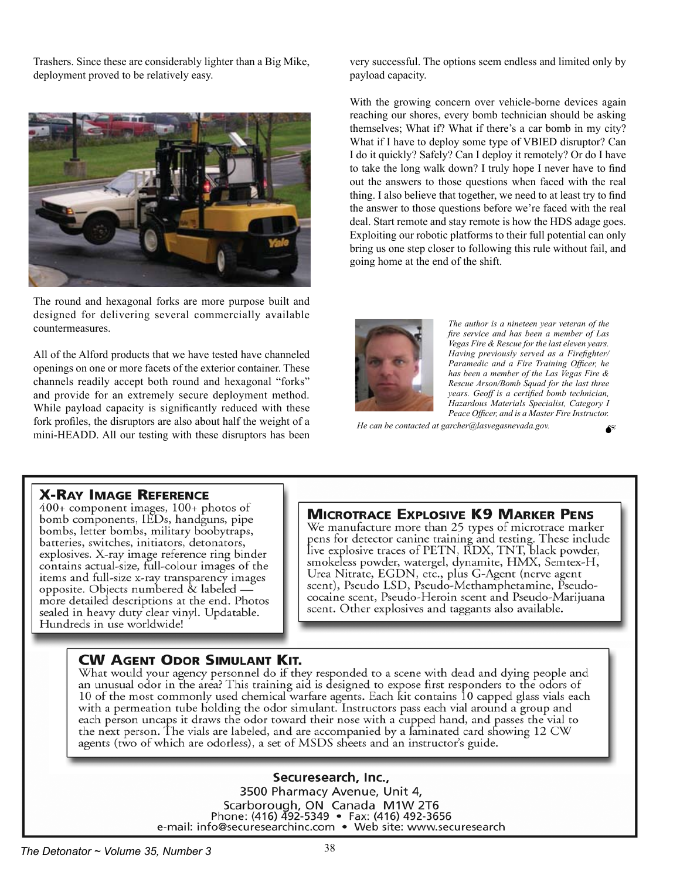Trashers. Since these are considerably lighter than a Big Mike, deployment proved to be relatively easy.

The round and hexagonal forks are more purpose built and designed for delivering several commercially available countermeasures.

All of the Alford products that we have tested have channeled openings on one or more facets of the exterior container. These channels readily accept both round and hexagonal "forks" and provide for an extremely secure deployment method. While payload capacity is significantly reduced with these fork profiles, the disruptors are also about half the weight of a mini-HEADD. All our testing with these disruptors has been very successful. The options seem endless and limited only by payload capacity.

With the growing concern over vehicle-borne devices again reaching our shores, every bomb technician should be asking themselves; What if? What if there's a car bomb in my city? What if I have to deploy some type of VBIED disruptor? Can I do it quickly? Safely? Can I deploy it remotely? Or do I have to take the long walk down? I truly hope I never have to find out the answers to those questions when faced with the real thing. I also believe that together, we need to at least try to find the answer to those questions before we're faced with the real deal. Start remote and stay remote is how the HDS adage goes. Exploiting our robotic platforms to their full potential can only bring us one step closer to following this rule without fail, and going home at the end of the shift.

*The author is a nineteen year veteran of the fire service and has been a member of Las Vegas Fire & Rescue for the last eleven years. Having previously served as a Firefighter/ Paramedic and a Fire Training Officer, he has been a member of the Las Vegas Fire & Rescue Arson/Bomb Squad for the last three years. Geoff is a certified bomb technician, Hazardous Materials Specialist, Category I Peace Officer, and is a Master Fire Instructor. He can be contacted at garcher@lasvegasnevada.gov.*

---

## X-Ray Image Reference

400+ component images, 100+ photos of bomb components, IEDs, handguns, pipe bombs, letter bombs, military boobytraps, batteries, switches, initiators, detonators, explosives. X-ray image reference ring binder contains actual-size, full-colour images of the items and full-size x-ray transparency images opposite. Objects numbered & labeled — more detailed descriptions at the end. Photos sealed in heavy duty clear vinyl. Updatable. Hundreds in use worldwide!

## Microtrace Explosive K9 Marker Pens

We manufacture more than 25 types of microtrace marker pens for detector canine training and testing. These include live explosive traces of PETN, RDX, TNT, black powder, smokeless powder, watergel, dynamite, HMX, Semtex-H, Urea Nitrate, EGDN, etc., plus G-Agent (nerve agent scent), Pseudo LSD, Pseudo-Methamphetamine, Pseudo-cocaine scent, Pseudo-Heroin scent and Pseudo-Marijuana scent. Other explosives and taggants also available.

## CW Agent Odor Simulant Kit.

What would your agency personnel do if they responded to a scene with dead and dying people and an unusual odor in the area? This training aid is designed to expose first responders to the odors of 10 of the most commonly used chemical warfare agents. Each kit contains 10 capped glass vials each with a permeation tube holding the odor simulant. Instructors pass each vial around a group and each person uncaps it draws the odor toward their nose with a cupped hand, and passes the vial to the next person. The vials are labeled, and are accompanied by a laminated card showing 12 CW agents (two of which are odorless), a set of MSDS sheets and an instructor's guide.

**Securesearch, Inc.,**
3500 Pharmacy Avenue, Unit 4,
Scarborough, ON Canada M1W 2T6
Phone: (416) 492-5349 • Fax: (416) 492-3656
e-mail: info@securesearchinc.com • Web site: www.securesearch